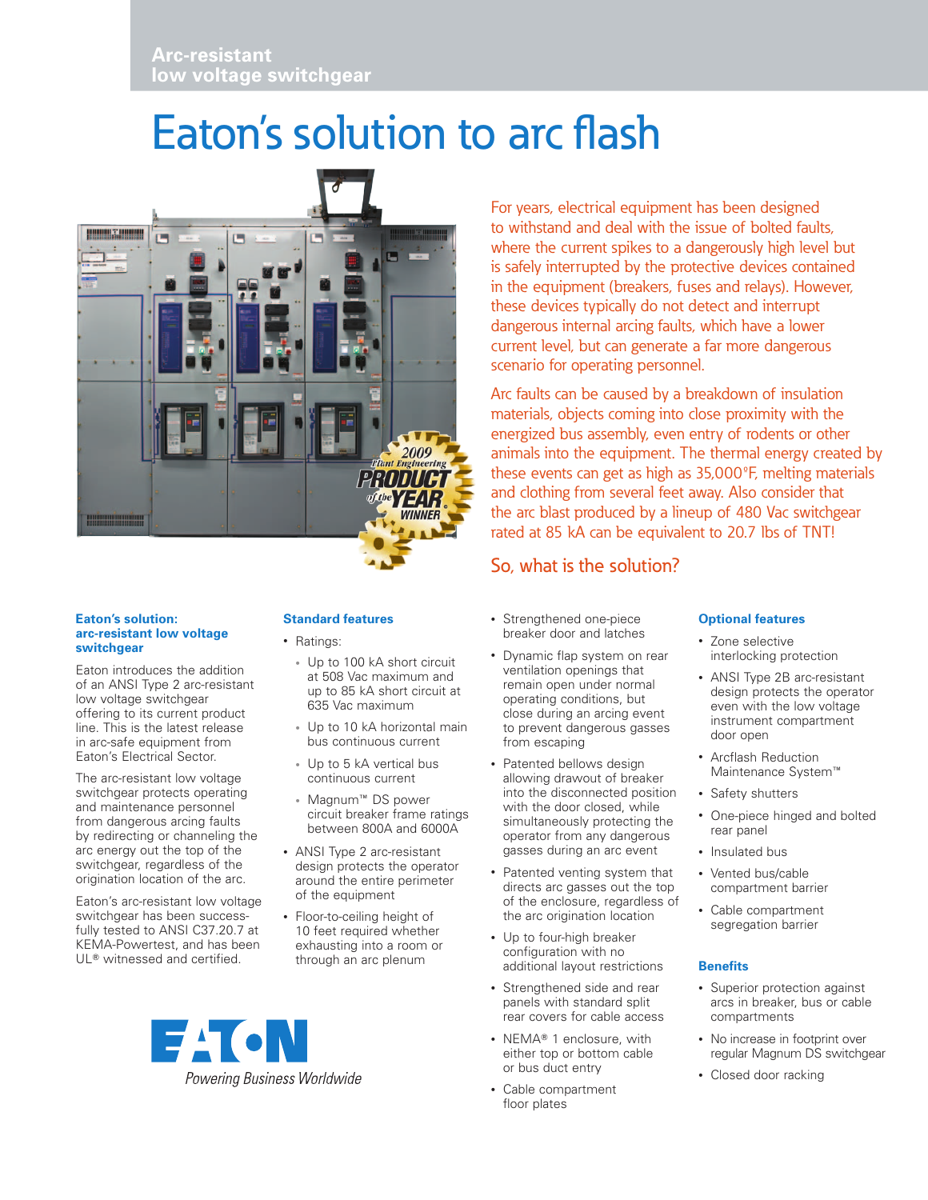Arc-resistant low voltage switchgear

# Eaton's solution to arc flash

For years, electrical equipment has been designed to withstand and deal with the issue of bolted faults, where the current spikes to a dangerously high level but is safely interrupted by the protective devices contained in the equipment (breakers, fuses and relays). However, these devices typically do not detect and interrupt dangerous internal arcing faults, which have a lower current level, but can generate a far more dangerous scenario for operating personnel.

Arc faults can be caused by a breakdown of insulation materials, objects coming into close proximity with the energized bus assembly, even entry of rodents or other animals into the equipment. The thermal energy created by these events can get as high as 35,000°F, melting materials and clothing from several feet away. Also consider that the arc blast produced by a lineup of 480 Vac switchgear rated at 85 kA can be equivalent to 20.7 lbs of TNT!

## So, what is the solution?

### Eaton's solution: arc-resistant low voltage switchgear

Eaton introduces the addition of an ANSI Type 2 arc-resistant low voltage switchgear offering to its current product line. This is the latest release in arc-safe equipment from Eaton's Electrical Sector.

The arc-resistant low voltage switchgear protects operating and maintenance personnel from dangerous arcing faults by redirecting or channeling the arc energy out the top of the switchgear, regardless of the origination location of the arc.

Eaton's arc-resistant low voltage switchgear has been successfully tested to ANSI C37.20.7 at KEMA-Powertest, and has been UL® witnessed and certified.

### Standard features

- Ratings:
  - Up to 100 kA short circuit at 508 Vac maximum and up to 85 kA short circuit at 635 Vac maximum
  - Up to 10 kA horizontal main bus continuous current
  - Up to 5 kA vertical bus continuous current
  - Magnum™ DS power circuit breaker frame ratings between 800A and 6000A
- ANSI Type 2 arc-resistant design protects the operator around the entire perimeter of the equipment
- Floor-to-ceiling height of 10 feet required whether exhausting into a room or through an arc plenum
- Strengthened one-piece breaker door and latches
- Dynamic flap system on rear ventilation openings that remain open under normal operating conditions, but close during an arcing event to prevent dangerous gasses from escaping
- Patented bellows design allowing drawout of breaker into the disconnected position with the door closed, while simultaneously protecting the operator from any dangerous gasses during an arc event
- Patented venting system that directs arc gasses out the top of the enclosure, regardless of the arc origination location
- Up to four-high breaker configuration with no additional layout restrictions
- Strengthened side and rear panels with standard split rear covers for cable access
- NEMA® 1 enclosure, with either top or bottom cable or bus duct entry
- Cable compartment floor plates

### Optional features

- Zone selective interlocking protection
- ANSI Type 2B arc-resistant design protects the operator even with the low voltage instrument compartment door open
- Arcflash Reduction Maintenance System™
- Safety shutters
- One-piece hinged and bolted rear panel
- Insulated bus
- Vented bus/cable compartment barrier
- Cable compartment segregation barrier

### Benefits

- Superior protection against arcs in breaker, bus or cable compartments
- No increase in footprint over regular Magnum DS switchgear
- Closed door racking

EATON
*Powering Business Worldwide*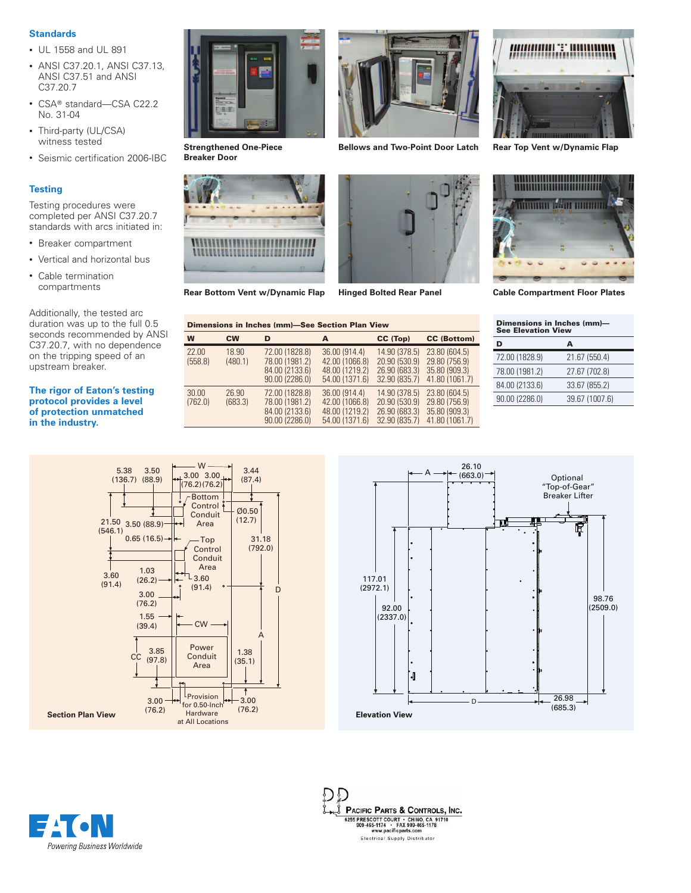## Standards

- UL 1558 and UL 891
- ANSI C37.20.1, ANSI C37.13, ANSI C37.51 and ANSI C37.20.7
- CSA® standard—CSA C22.2 No. 31-04
- Third-party (UL/CSA) witness tested
- Seismic certification 2006-IBC

## Testing

Testing procedures were completed per ANSI C37.20.7 standards with arcs initiated in:

- Breaker compartment
- Vertical and horizontal bus
- Cable termination compartments

Additionally, the tested arc duration was up to the full 0.5 seconds recommended by ANSI C37.20.7, with no dependence on the tripping speed of an upstream breaker.

**The rigor of Eaton's testing protocol provides a level of protection unmatched in the industry.**

**Strengthened One-Piece Breaker Door**

**Bellows and Two-Point Door Latch**

**Rear Top Vent w/Dynamic Flap**

**Rear Bottom Vent w/Dynamic Flap**

**Hinged Bolted Rear Panel**

**Cable Compartment Floor Plates**

**Dimensions in Inches (mm)—See Section Plan View**

| W | CW | D | A | CC (Top) | CC (Bottom) |
|---|---|---|---|---|---|
| 22.00 (558.8) | 18.90 (480.1) | 72.00 (1828.8) | 36.00 (914.4) | 14.90 (378.5) | 23.80 (604.5) |
| | | 78.00 (1981.2) | 42.00 (1066.8) | 20.90 (530.9) | 29.80 (756.9) |
| | | 84.00 (2133.6) | 48.00 (1219.2) | 26.90 (683.3) | 35.80 (909.3) |
| | | 90.00 (2286.0) | 54.00 (1371.6) | 32.90 (835.7) | 41.80 (1061.7) |
| 30.00 (762.0) | 26.90 (683.3) | 72.00 (1828.8) | 36.00 (914.4) | 14.90 (378.5) | 23.80 (604.5) |
| | | 78.00 (1981.2) | 42.00 (1066.8) | 20.90 (530.9) | 29.80 (756.9) |
| | | 84.00 (2133.6) | 48.00 (1219.2) | 26.90 (683.3) | 35.80 (909.3) |
| | | 90.00 (2286.0) | 54.00 (1371.6) | 32.90 (835.7) | 41.80 (1061.7) |

**Dimensions in Inches (mm)—See Elevation View**

| D | A |
|---|---|
| 72.00 (1828.9) | 21.67 (550.4) |
| 78.00 (1981.2) | 27.67 (702.8) |
| 84.00 (2133.6) | 33.67 (855.2) |
| 90.00 (2286.0) | 39.67 (1007.6) |

5.38 (136.7)
3.50 (88.9)
W
3.00 (76.2)
3.00 (76.2)
3.44 (87.4)
Bottom Control Conduit Area
Ø0.50 (12.7)
21.50 (546.1)
3.50 (88.9)
0.65 (16.5)
Top Control Conduit Area
31.18 (792.0)
3.60 (91.4)
1.03 (26.2)
3.60 (91.4)
D
3.00 (76.2)
1.55 (39.4)
CW
A
CC
3.85 (97.8)
Power Conduit Area
1.38 (35.1)
3.00 (76.2)
Provision for 0.50-Inch Hardware at All Locations
3.00 (76.2)

**Section Plan View**

A
26.10 (663.0)
Optional "Top-of-Gear" Breaker Lifter
117.01 (2972.1)
92.00 (2337.0)
98.76 (2509.0)
D
26.98 (685.3)

**Elevation View**

EATON
*Powering Business Worldwide*

PACIFIC PARTS & CONTROLS, INC.
6255 PRESCOTT COURT • CHINO, CA 91710
909-465-1174 • FAX 909-465-1178
www.pacificparts.com
Electrical Supply Distributor